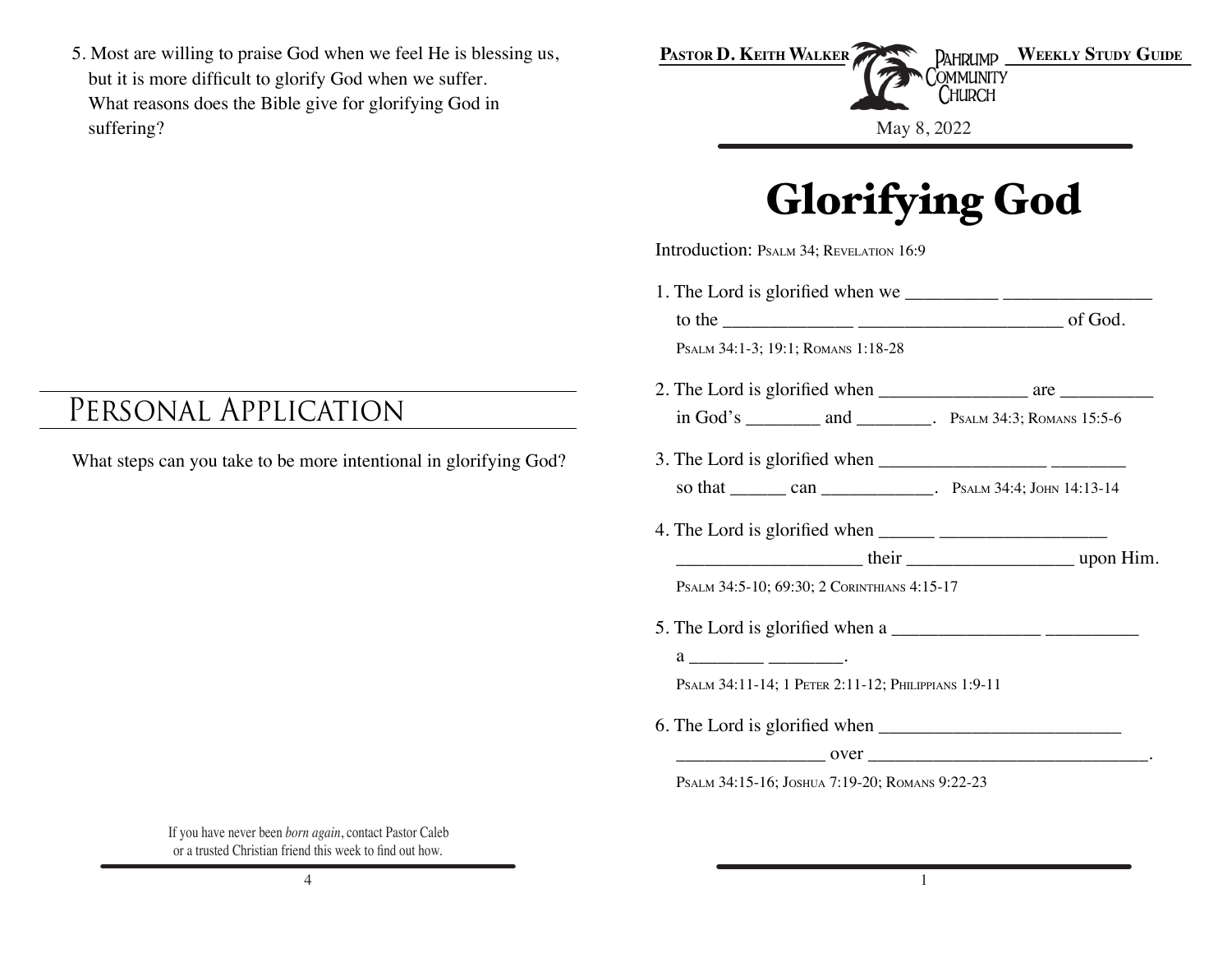5. Most are willing to praise God when we feel He is blessing us, but it is more difficult to glorify God when we suffer. What reasons does the Bible give for glorifying God in suffering?

## Personal Application

What steps can you take to be more intentional in glorifying God?

If you have never been *born again*, contact Pastor Caleb or a trusted Christian friend this week to find out how.

**Pastor D. Keith Walker** — Pahrump Community Church — **Weekly Study Guide**

May 8, 2022

# Glorifying God

Introduction: Psalm 34; Revelation 16:9

1. The Lord is glorified when we __________ ________________ to the ______________ ______________________ of God.
   Psalm 34:1-3; 19:1; Romans 1:18-28

2. The Lord is glorified when ________________ are __________ in God's ________ and ________. Psalm 34:3; Romans 15:5-6

3. The Lord is glorified when __________________ ________ so that ______ can ____________. Psalm 34:4; John 14:13-14

4. The Lord is glorified when ______ __________________ ___________________ their __________________ upon Him.
   Psalm 34:5-10; 69:30; 2 Corinthians 4:15-17

5. The Lord is glorified when a ________________ __________ a ________ ________.
   Psalm 34:11-14; 1 Peter 2:11-12; Philippians 1:9-11

6. The Lord is glorified when __________________________ ________________ over _______________________________.
   Psalm 34:15-16; Joshua 7:19-20; Romans 9:22-23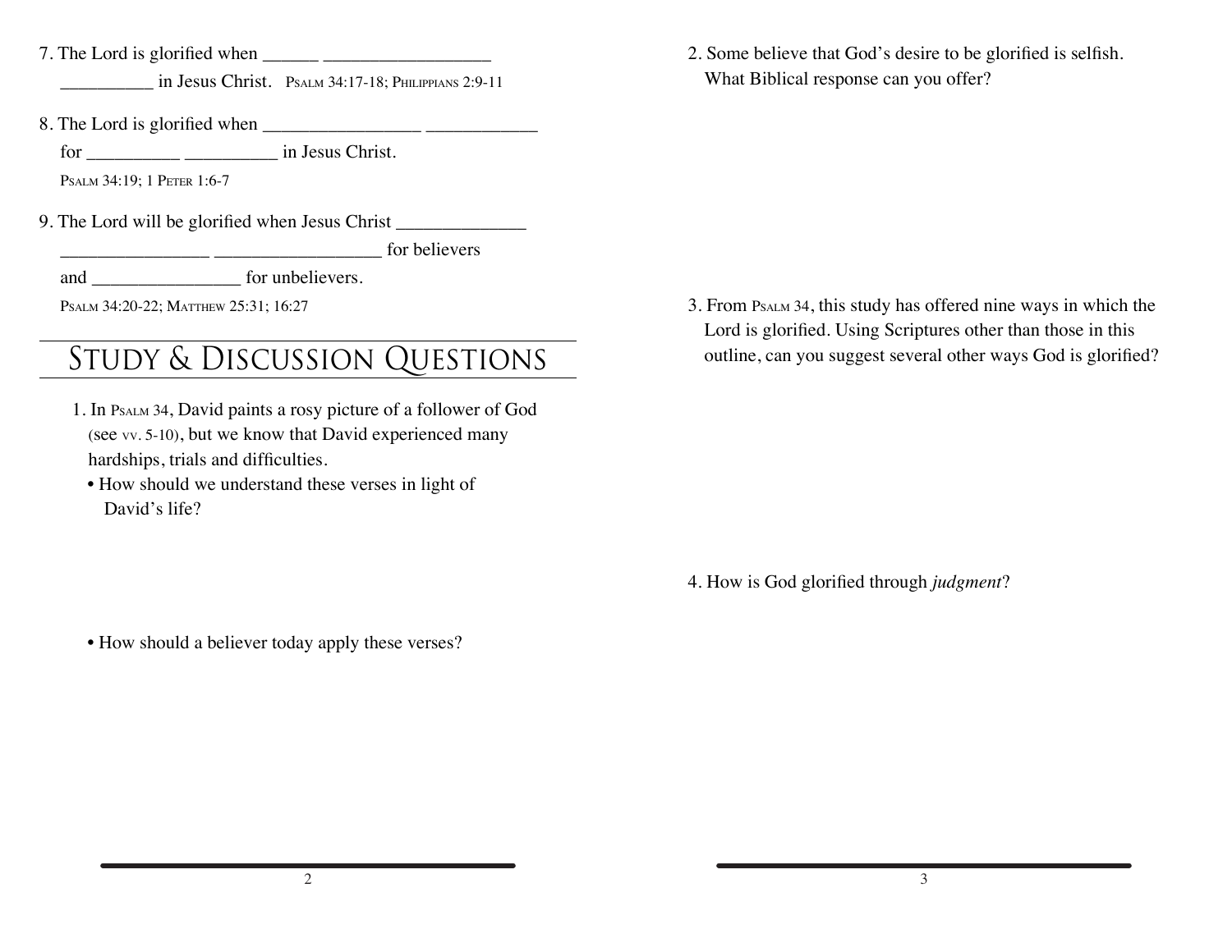7. The Lord is glorified when ______ __________________ __________ in Jesus Christ. Psalm 34:17-18; Philippians 2:9-11

8. The Lord is glorified when ________________ ____________ for __________ __________ in Jesus Christ.
   Psalm 34:19; 1 Peter 1:6-7

9. The Lord will be glorified when Jesus Christ ______________ ________________ __________________ for believers and ________________ for unbelievers.
   Psalm 34:20-22; Matthew 25:31; 16:27

# Study & Discussion Questions

1. In Psalm 34, David paints a rosy picture of a follower of God (see vv. 5-10), but we know that David experienced many hardships, trials and difficulties.
   - How should we understand these verses in light of David's life?
   - How should a believer today apply these verses?

2. Some believe that God's desire to be glorified is selfish. What Biblical response can you offer?

3. From Psalm 34, this study has offered nine ways in which the Lord is glorified. Using Scriptures other than those in this outline, can you suggest several other ways God is glorified?

4. How is God glorified through *judgment*?